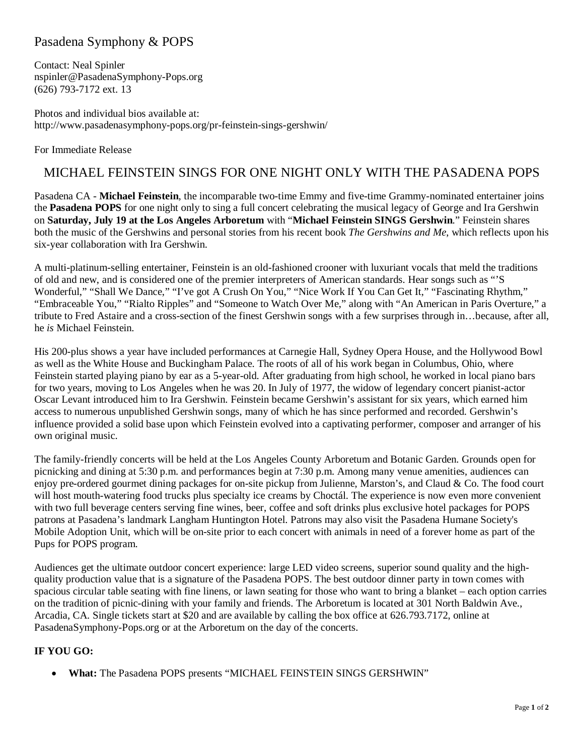# Pasadena Symphony & POPS

Contact: Neal Spinler
nspinler@PasadenaSymphony-Pops.org
(626) 793-7172 ext. 13

Photos and individual bios available at:
http://www.pasadenasymphony-pops.org/pr-feinstein-sings-gershwin/

For Immediate Release

## MICHAEL FEINSTEIN SINGS FOR ONE NIGHT ONLY WITH THE PASADENA POPS

Pasadena CA - **Michael Feinstein**, the incomparable two-time Emmy and five-time Grammy-nominated entertainer joins the **Pasadena POPS** for one night only to sing a full concert celebrating the musical legacy of George and Ira Gershwin on **Saturday, July 19 at the Los Angeles Arboretum** with "**Michael Feinstein SINGS Gershwin**." Feinstein shares both the music of the Gershwins and personal stories from his recent book *The Gershwins and Me*, which reflects upon his six-year collaboration with Ira Gershwin.

A multi-platinum-selling entertainer, Feinstein is an old-fashioned crooner with luxuriant vocals that meld the traditions of old and new, and is considered one of the premier interpreters of American standards. Hear songs such as "'S Wonderful," "Shall We Dance," "I've got A Crush On You," "Nice Work If You Can Get It," "Fascinating Rhythm," "Embraceable You," "Rialto Ripples" and "Someone to Watch Over Me," along with "An American in Paris Overture," a tribute to Fred Astaire and a cross-section of the finest Gershwin songs with a few surprises through in…because, after all, he *is* Michael Feinstein.

His 200-plus shows a year have included performances at Carnegie Hall, Sydney Opera House, and the Hollywood Bowl as well as the White House and Buckingham Palace. The roots of all of his work began in Columbus, Ohio, where Feinstein started playing piano by ear as a 5-year-old. After graduating from high school, he worked in local piano bars for two years, moving to Los Angeles when he was 20. In July of 1977, the widow of legendary concert pianist-actor Oscar Levant introduced him to Ira Gershwin. Feinstein became Gershwin's assistant for six years, which earned him access to numerous unpublished Gershwin songs, many of which he has since performed and recorded. Gershwin's influence provided a solid base upon which Feinstein evolved into a captivating performer, composer and arranger of his own original music.

The family-friendly concerts will be held at the Los Angeles County Arboretum and Botanic Garden. Grounds open for picnicking and dining at 5:30 p.m. and performances begin at 7:30 p.m. Among many venue amenities, audiences can enjoy pre-ordered gourmet dining packages for on-site pickup from Julienne, Marston's, and Claud & Co. The food court will host mouth-watering food trucks plus specialty ice creams by Choctál. The experience is now even more convenient with two full beverage centers serving fine wines, beer, coffee and soft drinks plus exclusive hotel packages for POPS patrons at Pasadena's landmark Langham Huntington Hotel. Patrons may also visit the Pasadena Humane Society's Mobile Adoption Unit, which will be on-site prior to each concert with animals in need of a forever home as part of the Pups for POPS program.

Audiences get the ultimate outdoor concert experience: large LED video screens, superior sound quality and the high-quality production value that is a signature of the Pasadena POPS. The best outdoor dinner party in town comes with spacious circular table seating with fine linens, or lawn seating for those who want to bring a blanket – each option carries on the tradition of picnic-dining with your family and friends. The Arboretum is located at 301 North Baldwin Ave., Arcadia, CA. Single tickets start at $20 and are available by calling the box office at 626.793.7172, online at PasadenaSymphony-Pops.org or at the Arboretum on the day of the concerts.

**IF YOU GO:**

- **What:** The Pasadena POPS presents "MICHAEL FEINSTEIN SINGS GERSHWIN"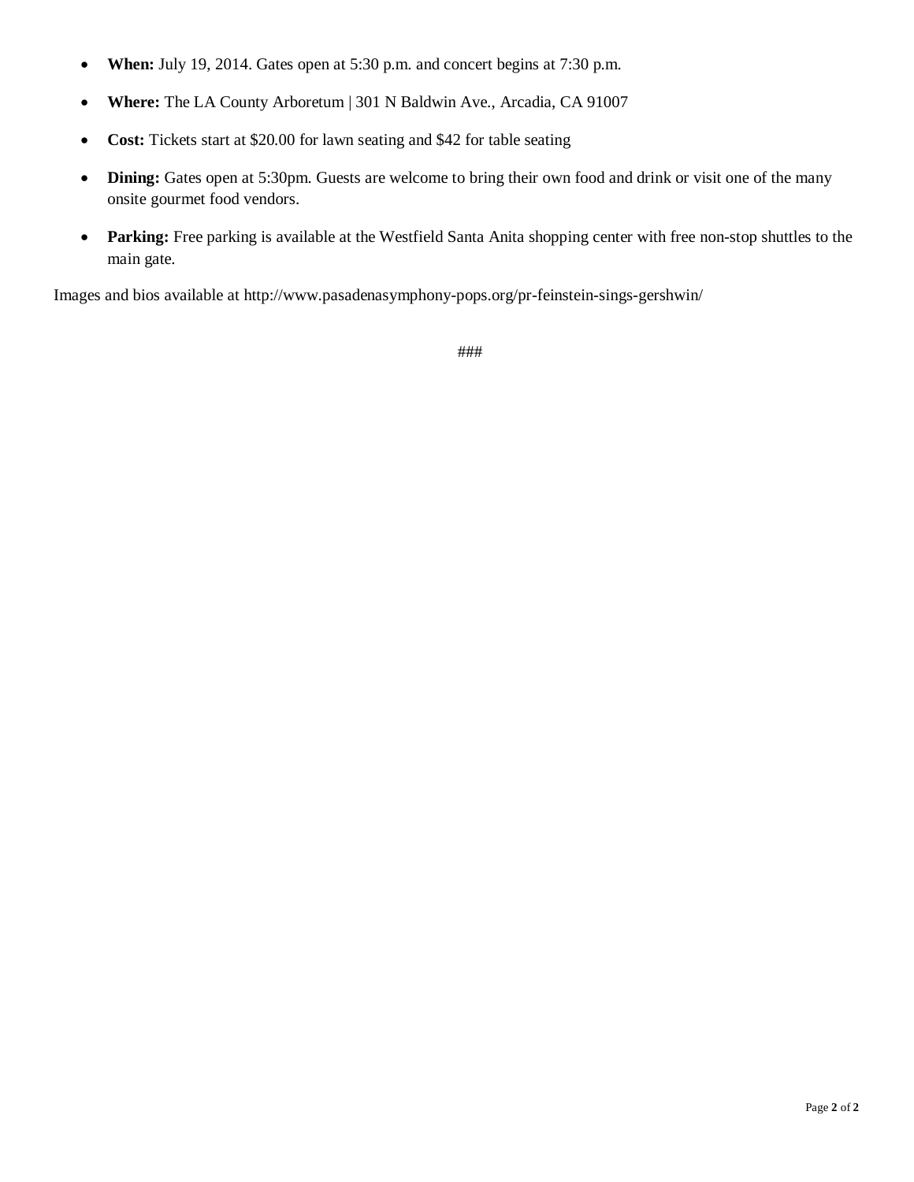- **When:** July 19, 2014. Gates open at 5:30 p.m. and concert begins at 7:30 p.m.
- **Where:** The LA County Arboretum | 301 N Baldwin Ave., Arcadia, CA 91007
- **Cost:** Tickets start at $20.00 for lawn seating and $42 for table seating
- **Dining:** Gates open at 5:30pm. Guests are welcome to bring their own food and drink or visit one of the many onsite gourmet food vendors.
- **Parking:** Free parking is available at the Westfield Santa Anita shopping center with free non-stop shuttles to the main gate.

Images and bios available at http://www.pasadenasymphony-pops.org/pr-feinstein-sings-gershwin/

###